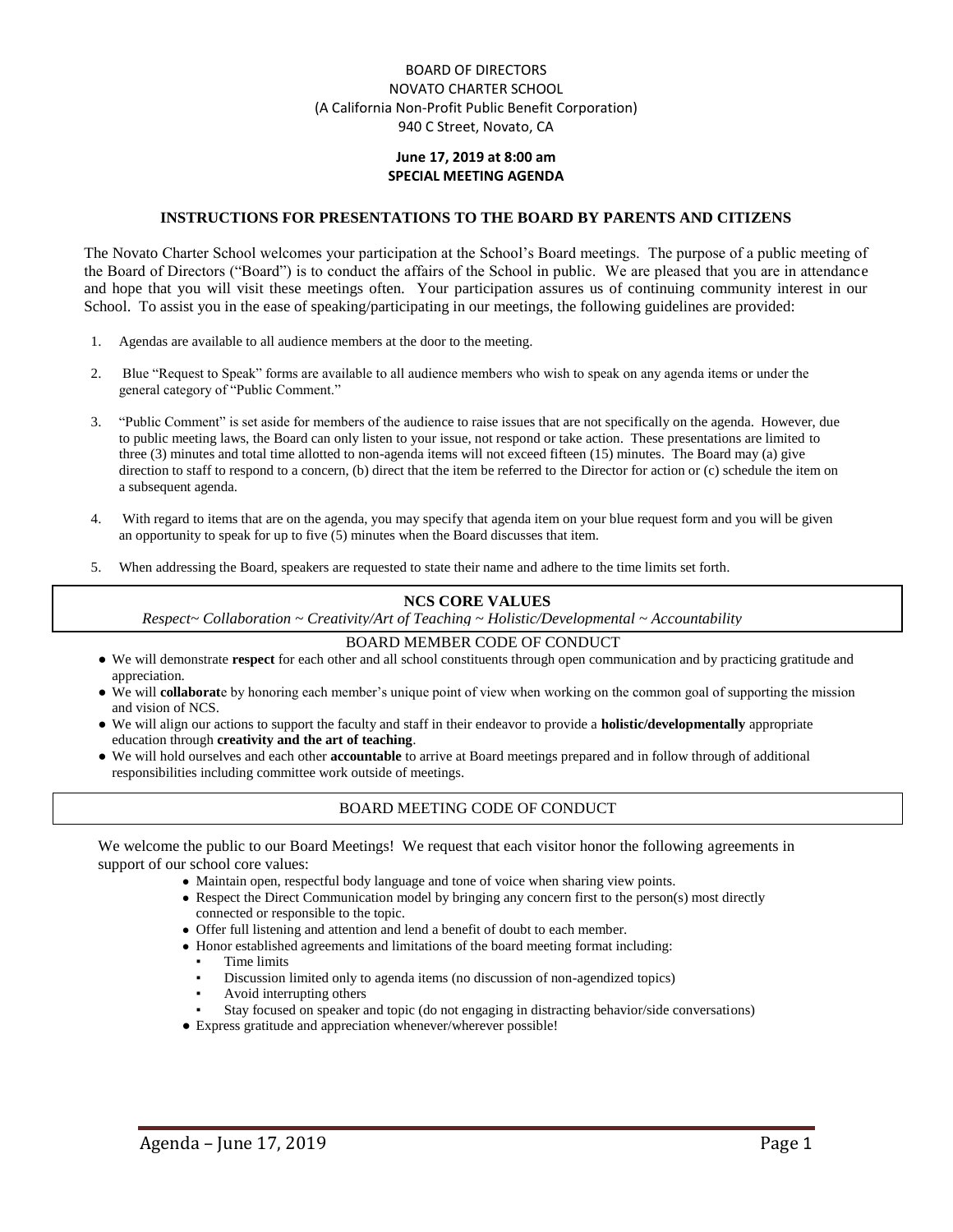BOARD OF DIRECTORS
NOVATO CHARTER SCHOOL
(A California Non-Profit Public Benefit Corporation)
940 C Street, Novato, CA

**June 17, 2019 at 8:00 am**
**SPECIAL MEETING AGENDA**

## INSTRUCTIONS FOR PRESENTATIONS TO THE BOARD BY PARENTS AND CITIZENS

The Novato Charter School welcomes your participation at the School's Board meetings. The purpose of a public meeting of the Board of Directors ("Board") is to conduct the affairs of the School in public. We are pleased that you are in attendance and hope that you will visit these meetings often. Your participation assures us of continuing community interest in our School. To assist you in the ease of speaking/participating in our meetings, the following guidelines are provided:

1. Agendas are available to all audience members at the door to the meeting.

2. Blue "Request to Speak" forms are available to all audience members who wish to speak on any agenda items or under the general category of "Public Comment."

3. "Public Comment" is set aside for members of the audience to raise issues that are not specifically on the agenda. However, due to public meeting laws, the Board can only listen to your issue, not respond or take action. These presentations are limited to three (3) minutes and total time allotted to non-agenda items will not exceed fifteen (15) minutes. The Board may (a) give direction to staff to respond to a concern, (b) direct that the item be referred to the Director for action or (c) schedule the item on a subsequent agenda.

4. With regard to items that are on the agenda, you may specify that agenda item on your blue request form and you will be given an opportunity to speak for up to five (5) minutes when the Board discusses that item.

5. When addressing the Board, speakers are requested to state their name and adhere to the time limits set forth.

## NCS CORE VALUES

*Respect~ Collaboration ~ Creativity/Art of Teaching ~ Holistic/Developmental ~ Accountability*

## BOARD MEMBER CODE OF CONDUCT

- We will demonstrate **respect** for each other and all school constituents through open communication and by practicing gratitude and appreciation.
- We will **collaborat**e by honoring each member's unique point of view when working on the common goal of supporting the mission and vision of NCS.
- We will align our actions to support the faculty and staff in their endeavor to provide a **holistic/developmentally** appropriate education through **creativity and the art of teaching**.
- We will hold ourselves and each other **accountable** to arrive at Board meetings prepared and in follow through of additional responsibilities including committee work outside of meetings.

## BOARD MEETING CODE OF CONDUCT

We welcome the public to our Board Meetings! We request that each visitor honor the following agreements in support of our school core values:

- Maintain open, respectful body language and tone of voice when sharing view points.
- Respect the Direct Communication model by bringing any concern first to the person(s) most directly connected or responsible to the topic.
- Offer full listening and attention and lend a benefit of doubt to each member.
- Honor established agreements and limitations of the board meeting format including:
  - Time limits
  - Discussion limited only to agenda items (no discussion of non-agendized topics)
  - Avoid interrupting others
  - Stay focused on speaker and topic (do not engaging in distracting behavior/side conversations)
- Express gratitude and appreciation whenever/wherever possible!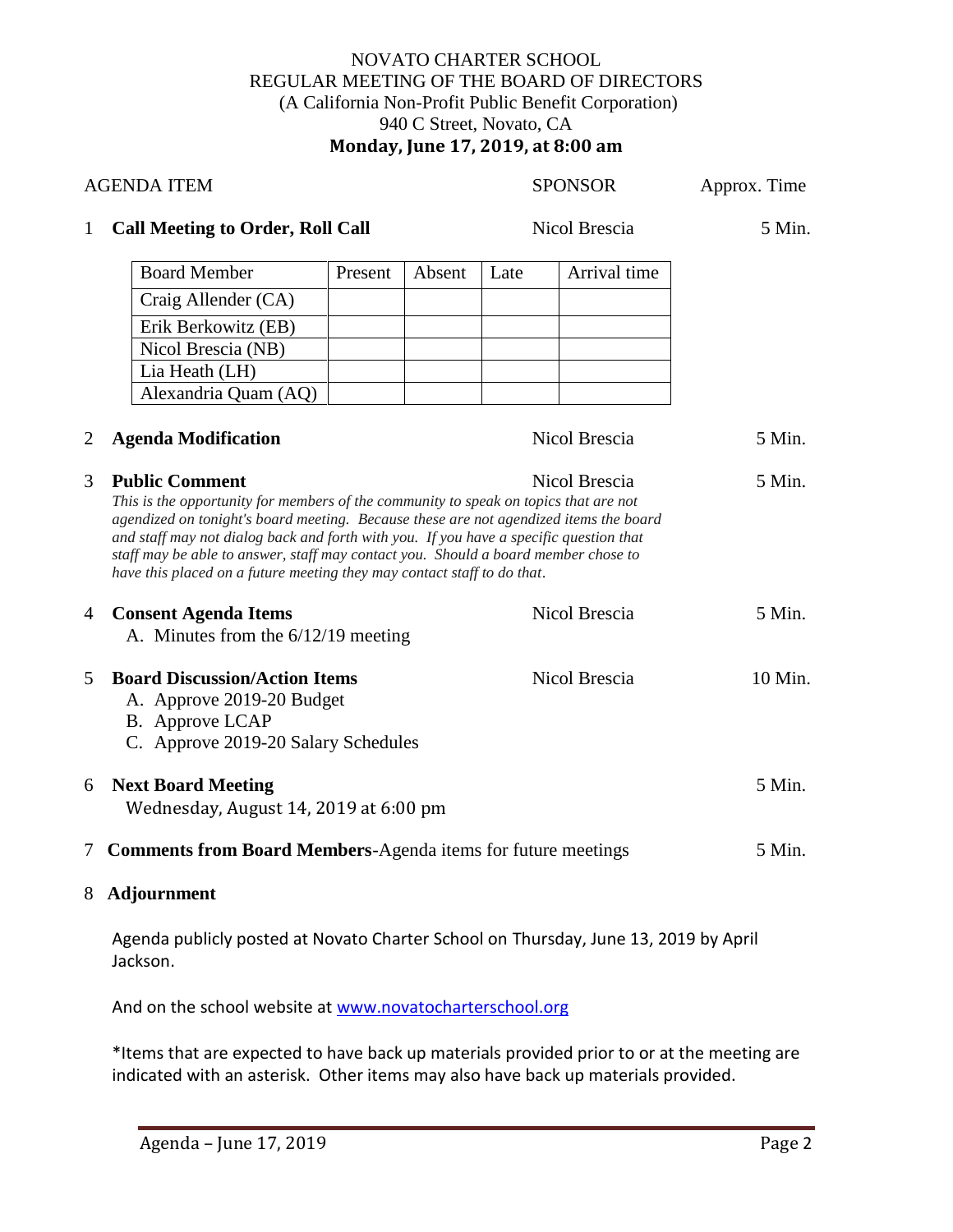NOVATO CHARTER SCHOOL
REGULAR MEETING OF THE BOARD OF DIRECTORS
(A California Non-Profit Public Benefit Corporation)
940 C Street, Novato, CA
**Monday, June 17, 2019, at 8:00 am**

| AGENDA ITEM | SPONSOR | Approx. Time |
|---|---|---|
| 1 **Call Meeting to Order, Roll Call** | Nicol Brescia | 5 Min. |

| Board Member | Present | Absent | Late | Arrival time |
|---|---|---|---|---|
| Craig Allender (CA) | | | | |
| Erik Berkowitz (EB) | | | | |
| Nicol Brescia (NB) | | | | |
| Lia Heath (LH) | | | | |
| Alexandria Quam (AQ) | | | | |

2 **Agenda Modification** — Nicol Brescia — 5 Min.

3 **Public Comment** — Nicol Brescia — 5 Min.
*This is the opportunity for members of the community to speak on topics that are not agendized on tonight's board meeting. Because these are not agendized items the board and staff may not dialog back and forth with you. If you have a specific question that staff may be able to answer, staff may contact you. Should a board member chose to have this placed on a future meeting they may contact staff to do that.*

4 **Consent Agenda Items** — Nicol Brescia — 5 Min.
A. Minutes from the 6/12/19 meeting

5 **Board Discussion/Action Items** — Nicol Brescia — 10 Min.
A. Approve 2019-20 Budget
B. Approve LCAP
C. Approve 2019-20 Salary Schedules

6 **Next Board Meeting** — 5 Min.
Wednesday, August 14, 2019 at 6:00 pm

7 **Comments from Board Members**-Agenda items for future meetings — 5 Min.

8 **Adjournment**

Agenda publicly posted at Novato Charter School on Thursday, June 13, 2019 by April Jackson.

And on the school website at www.novatocharterschool.org

*Items that are expected to have back up materials provided prior to or at the meeting are indicated with an asterisk. Other items may also have back up materials provided.